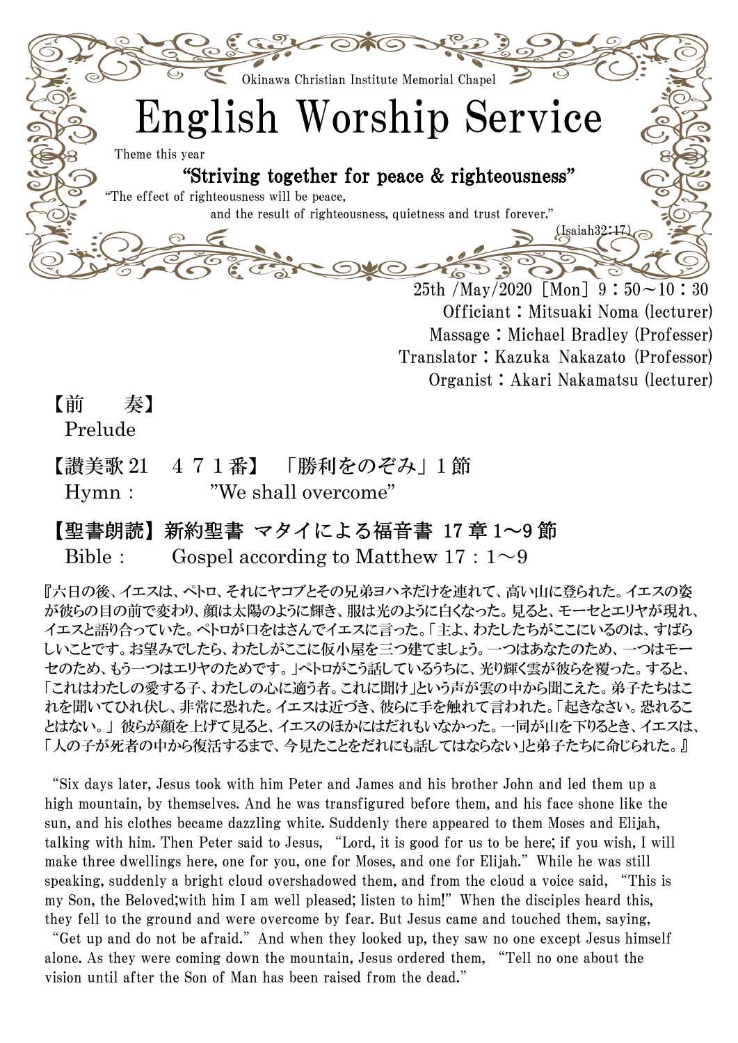Okinawa Christian Institute Memorial Chapel

# English Worship Service

Theme this year

## "Striving together for peace & righteousness"

"The effect of righteousness will be peace,
and the result of righteousness, quietness and trust forever."
(Isaiah32:17)

25th /May/2020［Mon］9：50～10：30
Officiant：Mitsuaki Noma (lecturer)
Massage：Michael Bradley (Professer)
Translator：Kazuka Nakazato (Professor)
Organist：Akari Nakamatsu (lecturer)

【前　　奏】
Prelude

【讃美歌 21　４７１番】　「勝利をのぞみ」１節
Hymn：　　　"We shall overcome"

**【聖書朗読】新約聖書 マタイによる福音書 17 章 1～9 節**
Bible：　　Gospel according to Matthew 17：1～9

『六日の後、イエスは、ペトロ、それにヤコブとその兄弟ヨハネだけを連れて、高い山に登られた。イエスの姿が彼らの目の前で変わり、顔は太陽のように輝き、服は光のように白くなった。見ると、モーセとエリヤが現れ、イエスと語り合っていた。ペトロが口をはさんでイエスに言った。「主よ、わたしたちがここにいるのは、すばらしいことです。お望みでしたら、わたしがここに仮小屋を三つ建てましょう。一つはあなたのため、一つはモーセのため、もう一つはエリヤのためです。」ペトロがこう話しているうちに、光り輝く雲が彼らを覆った。すると、「これはわたしの愛する子、わたしの心に適う者。これに聞け」という声が雲の中から聞こえた。弟子たちはこれを聞いてひれ伏し、非常に恐れた。イエスは近づき、彼らに手を触れて言われた。「起きなさい。恐れることはない。」 彼らが顔を上げて見ると、イエスのほかにはだれもいなかった。一同が山を下りるとき、イエスは、「人の子が死者の中から復活するまで、今見たことをだれにも話してはならない」と弟子たちに命じられた。』

"Six days later, Jesus took with him Peter and James and his brother John and led them up a high mountain, by themselves. And he was transfigured before them, and his face shone like the sun, and his clothes became dazzling white. Suddenly there appeared to them Moses and Elijah, talking with him. Then Peter said to Jesus, "Lord, it is good for us to be here; if you wish, I will make three dwellings here, one for you, one for Moses, and one for Elijah." While he was still speaking, suddenly a bright cloud overshadowed them, and from the cloud a voice said, "This is my Son, the Beloved;with him I am well pleased; listen to him!" When the disciples heard this, they fell to the ground and were overcome by fear. But Jesus came and touched them, saying, "Get up and do not be afraid." And when they looked up, they saw no one except Jesus himself alone. As they were coming down the mountain, Jesus ordered them, "Tell no one about the vision until after the Son of Man has been raised from the dead."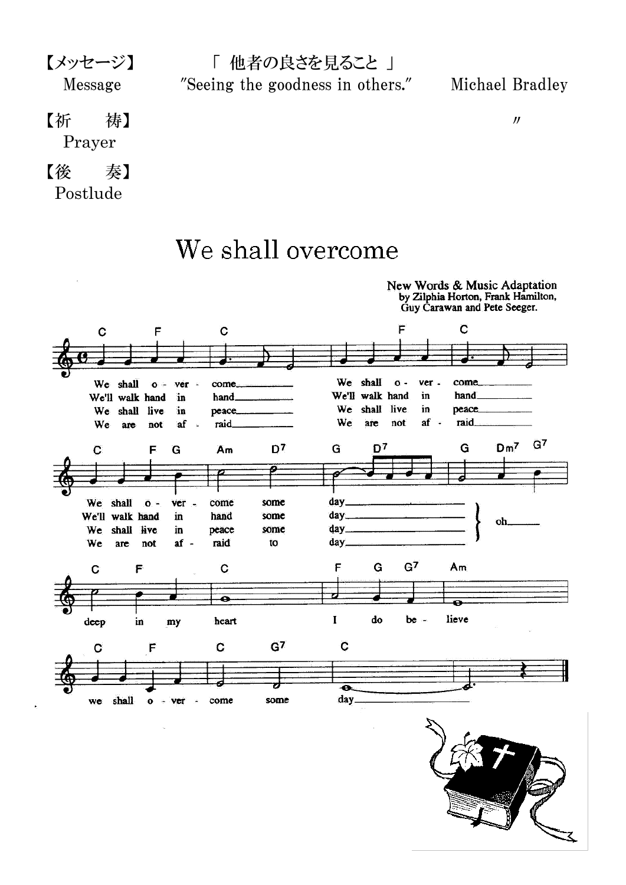【メッセージ】　　「 他者の良さを見ること 」
Message　　"Seeing the goodness in others."　　Michael Bradley

【祈　祷】　　〃
Prayer

【後　奏】
Postlude

# We shall overcome

New Words & Music Adaptation
by Zilphia Horton, Frank Hamilton, Guy Carawan and Pete Seeger.

We shall o - ver - come We shall o - ver - come
We'll walk hand in hand We'll walk hand in hand
We shall live in peace We shall live in peace
We are not af - raid We are not af - raid

We shall o - ver - come some day
We'll walk hand in hand some day
We shall live in peace some day
We are not af - raid to day

oh
deep in my heart I do be - lieve
we shall o - ver - come some day